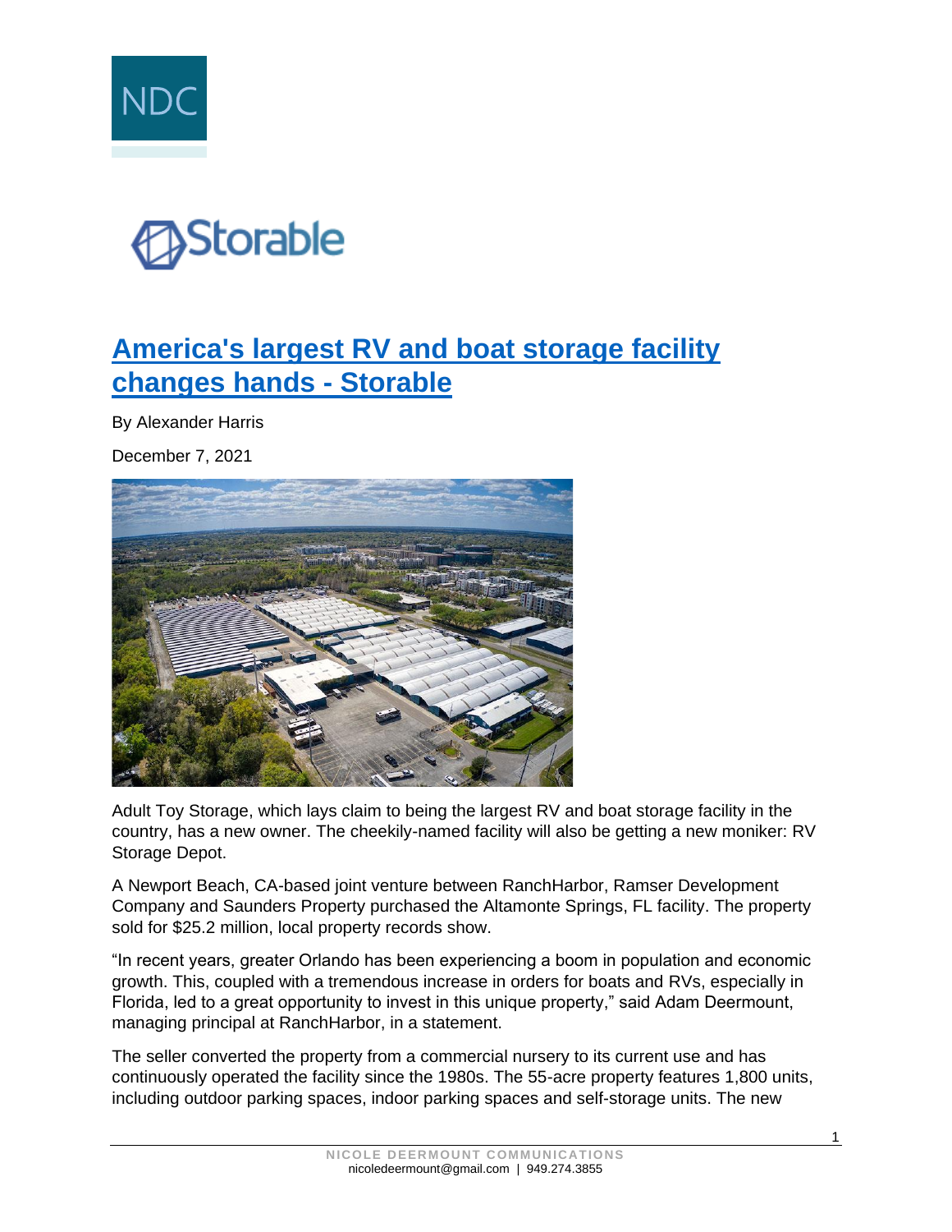# [America's largest RV and boat storage facility changes hands - Storable]

By Alexander Harris

December 7, 2021

Adult Toy Storage, which lays claim to being the largest RV and boat storage facility in the country, has a new owner. The cheekily-named facility will also be getting a new moniker: RV Storage Depot.

A Newport Beach, CA-based joint venture between RanchHarbor, Ramser Development Company and Saunders Property purchased the Altamonte Springs, FL facility. The property sold for $25.2 million, local property records show.

"In recent years, greater Orlando has been experiencing a boom in population and economic growth. This, coupled with a tremendous increase in orders for boats and RVs, especially in Florida, led to a great opportunity to invest in this unique property," said Adam Deermount, managing principal at RanchHarbor, in a statement.

The seller converted the property from a commercial nursery to its current use and has continuously operated the facility since the 1980s. The 55-acre property features 1,800 units, including outdoor parking spaces, indoor parking spaces and self-storage units. The new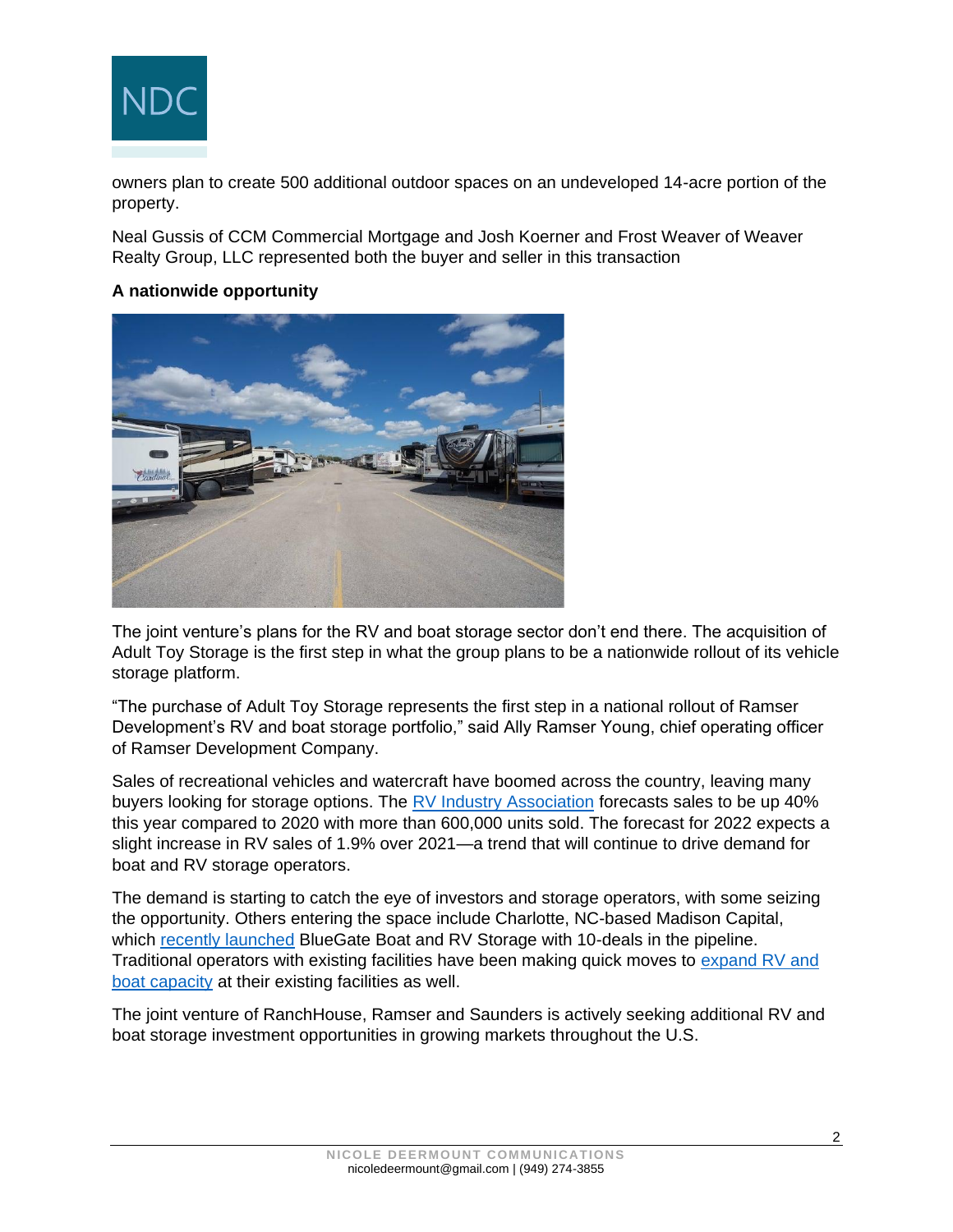owners plan to create 500 additional outdoor spaces on an undeveloped 14-acre portion of the property.

Neal Gussis of CCM Commercial Mortgage and Josh Koerner and Frost Weaver of Weaver Realty Group, LLC represented both the buyer and seller in this transaction

**A nationwide opportunity**

The joint venture's plans for the RV and boat storage sector don't end there. The acquisition of Adult Toy Storage is the first step in what the group plans to be a nationwide rollout of its vehicle storage platform.

"The purchase of Adult Toy Storage represents the first step in a national rollout of Ramser Development's RV and boat storage portfolio," said Ally Ramser Young, chief operating officer of Ramser Development Company.

Sales of recreational vehicles and watercraft have boomed across the country, leaving many buyers looking for storage options. The [RV Industry Association](#) forecasts sales to be up 40% this year compared to 2020 with more than 600,000 units sold. The forecast for 2022 expects a slight increase in RV sales of 1.9% over 2021—a trend that will continue to drive demand for boat and RV storage operators.

The demand is starting to catch the eye of investors and storage operators, with some seizing the opportunity. Others entering the space include Charlotte, NC-based Madison Capital, which [recently launched](#) BlueGate Boat and RV Storage with 10-deals in the pipeline. Traditional operators with existing facilities have been making quick moves to [expand RV and boat capacity](#) at their existing facilities as well.

The joint venture of RanchHouse, Ramser and Saunders is actively seeking additional RV and boat storage investment opportunities in growing markets throughout the U.S.

NICOLE DEERMOUNT COMMUNICATIONS
nicoledeermount@gmail.com | (949) 274-3855